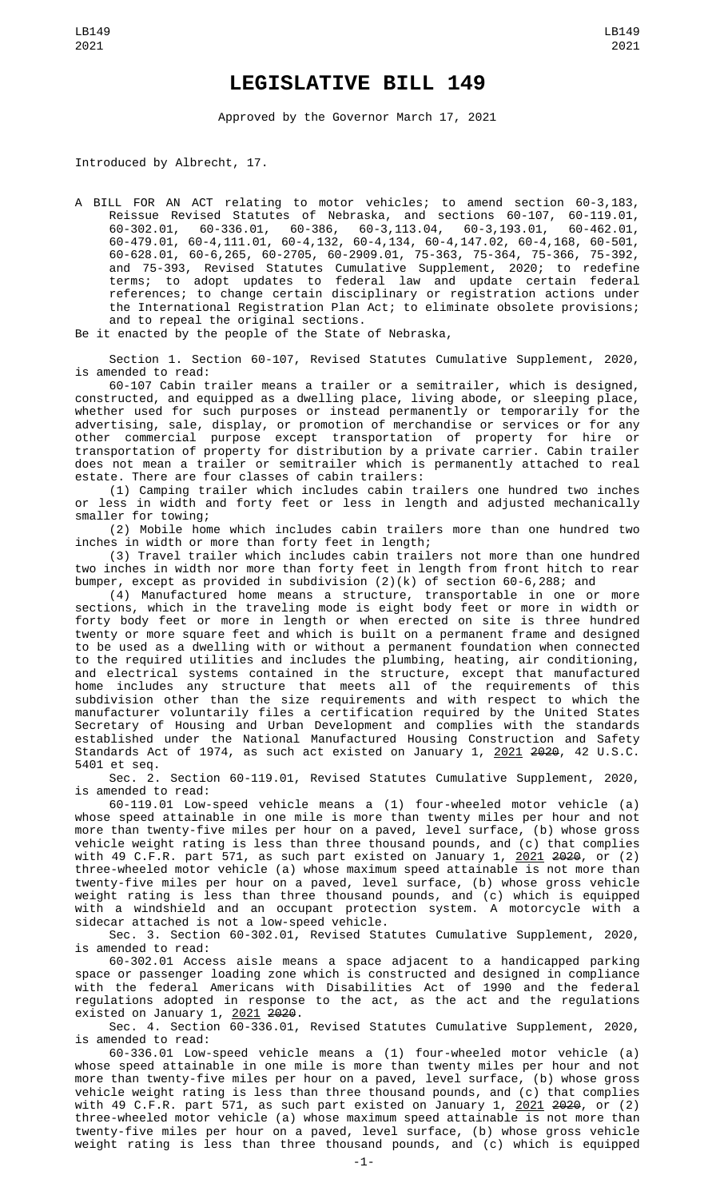# LEGISLATIVE BILL 149

Approved by the Governor March 17, 2021

Introduced by Albrecht, 17.

A BILL FOR AN ACT relating to motor vehicles; to amend section 60-3,183, Reissue Revised Statutes of Nebraska, and sections 60-107, 60-119.01, 60-302.01, 60-336.01, 60-386, 60-3,113.04, 60-3,193.01, 60-462.01, 60-479.01, 60-4,111.01, 60-4,132, 60-4,134, 60-4,147.02, 60-4,168, 60-501, 60-628.01, 60-6,265, 60-2705, 60-2909.01, 75-363, 75-364, 75-366, 75-392, and 75-393, Revised Statutes Cumulative Supplement, 2020; to redefine terms; to adopt updates to federal law and update certain federal references; to change certain disciplinary or registration actions under the International Registration Plan Act; to eliminate obsolete provisions; and to repeal the original sections.

Be it enacted by the people of the State of Nebraska,

Section 1. Section 60-107, Revised Statutes Cumulative Supplement, 2020, is amended to read:

60-107 Cabin trailer means a trailer or a semitrailer, which is designed, constructed, and equipped as a dwelling place, living abode, or sleeping place, whether used for such purposes or instead permanently or temporarily for the advertising, sale, display, or promotion of merchandise or services or for any other commercial purpose except transportation of property for hire or transportation of property for distribution by a private carrier. Cabin trailer does not mean a trailer or semitrailer which is permanently attached to real estate. There are four classes of cabin trailers:

(1) Camping trailer which includes cabin trailers one hundred two inches or less in width and forty feet or less in length and adjusted mechanically smaller for towing;

(2) Mobile home which includes cabin trailers more than one hundred two inches in width or more than forty feet in length;

(3) Travel trailer which includes cabin trailers not more than one hundred two inches in width nor more than forty feet in length from front hitch to rear bumper, except as provided in subdivision (2)(k) of section 60-6,288; and

(4) Manufactured home means a structure, transportable in one or more sections, which in the traveling mode is eight body feet or more in width or forty body feet or more in length or when erected on site is three hundred twenty or more square feet and which is built on a permanent frame and designed to be used as a dwelling with or without a permanent foundation when connected to the required utilities and includes the plumbing, heating, air conditioning, and electrical systems contained in the structure, except that manufactured home includes any structure that meets all of the requirements of this subdivision other than the size requirements and with respect to which the manufacturer voluntarily files a certification required by the United States Secretary of Housing and Urban Development and complies with the standards established under the National Manufactured Housing Construction and Safety Standards Act of 1974, as such act existed on January 1, 2021 ~~2020~~, 42 U.S.C. 5401 et seq.

Sec. 2. Section 60-119.01, Revised Statutes Cumulative Supplement, 2020, is amended to read:

60-119.01 Low-speed vehicle means a (1) four-wheeled motor vehicle (a) whose speed attainable in one mile is more than twenty miles per hour and not more than twenty-five miles per hour on a paved, level surface, (b) whose gross vehicle weight rating is less than three thousand pounds, and (c) that complies with 49 C.F.R. part 571, as such part existed on January 1, 2021 ~~2020~~, or (2) three-wheeled motor vehicle (a) whose maximum speed attainable is not more than twenty-five miles per hour on a paved, level surface, (b) whose gross vehicle weight rating is less than three thousand pounds, and (c) which is equipped with a windshield and an occupant protection system. A motorcycle with a sidecar attached is not a low-speed vehicle.

Sec. 3. Section 60-302.01, Revised Statutes Cumulative Supplement, 2020, is amended to read:

60-302.01 Access aisle means a space adjacent to a handicapped parking space or passenger loading zone which is constructed and designed in compliance with the federal Americans with Disabilities Act of 1990 and the federal regulations adopted in response to the act, as the act and the regulations existed on January 1, 2021 ~~2020~~.

Sec. 4. Section 60-336.01, Revised Statutes Cumulative Supplement, 2020, is amended to read:

60-336.01 Low-speed vehicle means a (1) four-wheeled motor vehicle (a) whose speed attainable in one mile is more than twenty miles per hour and not more than twenty-five miles per hour on a paved, level surface, (b) whose gross vehicle weight rating is less than three thousand pounds, and (c) that complies with 49 C.F.R. part 571, as such part existed on January 1, 2021 ~~2020~~, or (2) three-wheeled motor vehicle (a) whose maximum speed attainable is not more than twenty-five miles per hour on a paved, level surface, (b) whose gross vehicle weight rating is less than three thousand pounds, and (c) which is equipped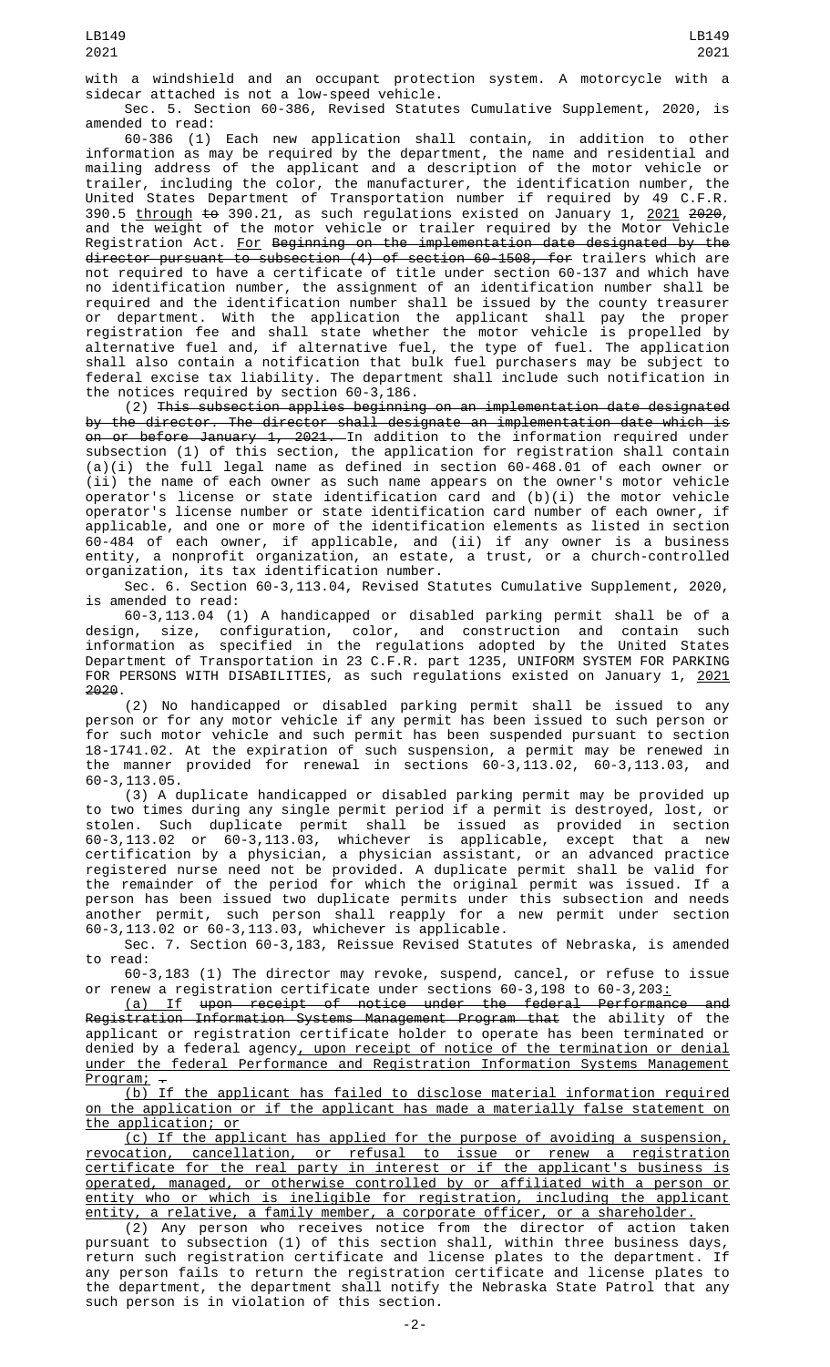with a windshield and an occupant protection system. A motorcycle with a sidecar attached is not a low-speed vehicle.

Sec. 5. Section 60-386, Revised Statutes Cumulative Supplement, 2020, is amended to read:

60-386 (1) Each new application shall contain, in addition to other information as may be required by the department, the name and residential and mailing address of the applicant and a description of the motor vehicle or trailer, including the color, the manufacturer, the identification number, the United States Department of Transportation number if required by 49 C.F.R. 390.5 through ~~to~~ 390.21, as such regulations existed on January 1, 2021 ~~2020~~, and the weight of the motor vehicle or trailer required by the Motor Vehicle Registration Act. For ~~Beginning on the implementation date designated by the director pursuant to subsection (4) of section 60-1508, for~~ trailers which are not required to have a certificate of title under section 60-137 and which have no identification number, the assignment of an identification number shall be required and the identification number shall be issued by the county treasurer or department. With the application the applicant shall pay the proper registration fee and shall state whether the motor vehicle is propelled by alternative fuel and, if alternative fuel, the type of fuel. The application shall also contain a notification that bulk fuel purchasers may be subject to federal excise tax liability. The department shall include such notification in the notices required by section 60-3,186.

(2) ~~This subsection applies beginning on an implementation date designated by the director. The director shall designate an implementation date which is on or before January 1, 2021.~~ In addition to the information required under subsection (1) of this section, the application for registration shall contain (a)(i) the full legal name as defined in section 60-468.01 of each owner or (ii) the name of each owner as such name appears on the owner's motor vehicle operator's license or state identification card and (b)(i) the motor vehicle operator's license number or state identification card number of each owner, if applicable, and one or more of the identification elements as listed in section 60-484 of each owner, if applicable, and (ii) if any owner is a business entity, a nonprofit organization, an estate, a trust, or a church-controlled organization, its tax identification number.

Sec. 6. Section 60-3,113.04, Revised Statutes Cumulative Supplement, 2020, is amended to read:

60-3,113.04 (1) A handicapped or disabled parking permit shall be of a design, size, configuration, color, and construction and contain such information as specified in the regulations adopted by the United States Department of Transportation in 23 C.F.R. part 1235, UNIFORM SYSTEM FOR PARKING FOR PERSONS WITH DISABILITIES, as such regulations existed on January 1, 2021 ~~2020~~.

(2) No handicapped or disabled parking permit shall be issued to any person or for any motor vehicle if any permit has been issued to such person or for such motor vehicle and such permit has been suspended pursuant to section 18-1741.02. At the expiration of such suspension, a permit may be renewed in the manner provided for renewal in sections 60-3,113.02, 60-3,113.03, and 60-3,113.05.

(3) A duplicate handicapped or disabled parking permit may be provided up to two times during any single permit period if a permit is destroyed, lost, or stolen. Such duplicate permit shall be issued as provided in section 60-3,113.02 or 60-3,113.03, whichever is applicable, except that a new certification by a physician, a physician assistant, or an advanced practice registered nurse need not be provided. A duplicate permit shall be valid for the remainder of the period for which the original permit was issued. If a person has been issued two duplicate permits under this subsection and needs another permit, such person shall reapply for a new permit under section 60-3,113.02 or 60-3,113.03, whichever is applicable.

Sec. 7. Section 60-3,183, Reissue Revised Statutes of Nebraska, is amended to read:

60-3,183 (1) The director may revoke, suspend, cancel, or refuse to issue or renew a registration certificate under sections 60-3,198 to 60-3,203:

(a) If ~~upon receipt of notice under the federal Performance and Registration Information Systems Management Program that~~ the ability of the applicant or registration certificate holder to operate has been terminated or denied by a federal agency, upon receipt of notice of the termination or denial under the federal Performance and Registration Information Systems Management Program; ~~.~~

(b) If the applicant has failed to disclose material information required on the application or if the applicant has made a materially false statement on the application; or

(c) If the applicant has applied for the purpose of avoiding a suspension, revocation, cancellation, or refusal to issue or renew a registration certificate for the real party in interest or if the applicant's business is operated, managed, or otherwise controlled by or affiliated with a person or entity who or which is ineligible for registration, including the applicant entity, a relative, a family member, a corporate officer, or a shareholder.

(2) Any person who receives notice from the director of action taken pursuant to subsection (1) of this section shall, within three business days, return such registration certificate and license plates to the department. If any person fails to return the registration certificate and license plates to the department, the department shall notify the Nebraska State Patrol that any such person is in violation of this section.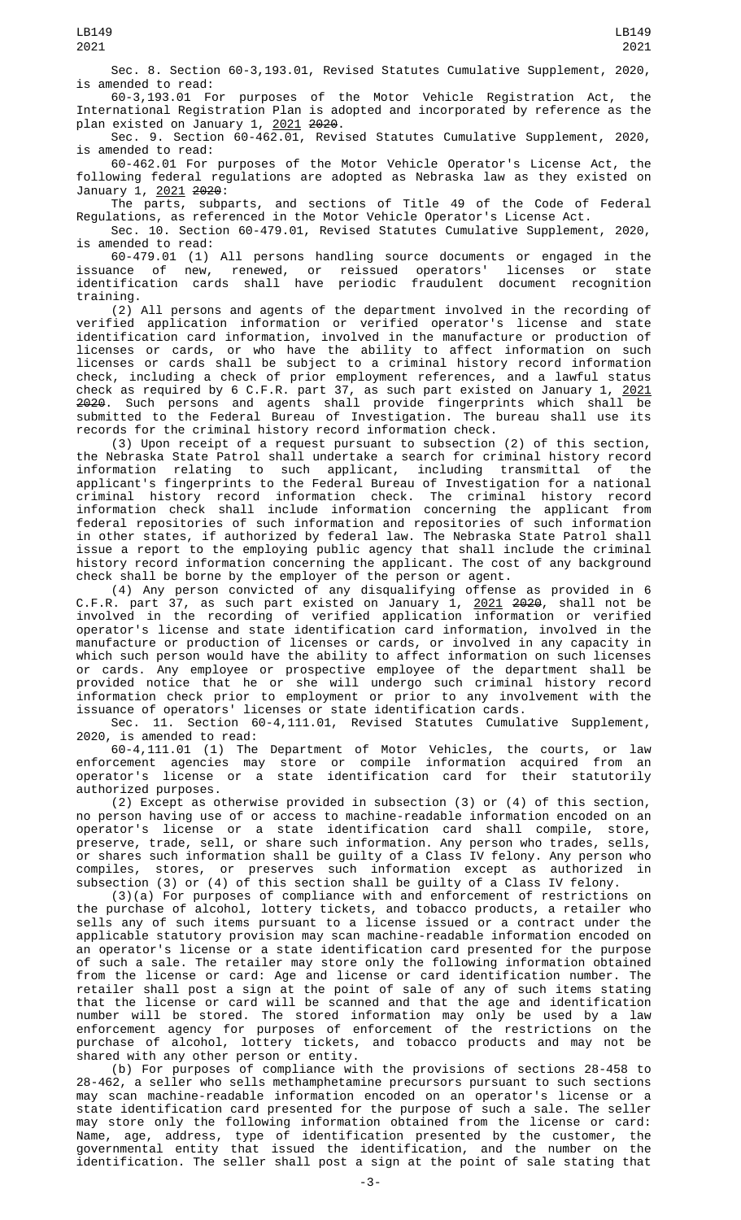Sec. 8. Section 60-3,193.01, Revised Statutes Cumulative Supplement, 2020, is amended to read:

60-3,193.01 For purposes of the Motor Vehicle Registration Act, the International Registration Plan is adopted and incorporated by reference as the plan existed on January 1, 2021 ~~2020~~.

Sec. 9. Section 60-462.01, Revised Statutes Cumulative Supplement, 2020, is amended to read:

60-462.01 For purposes of the Motor Vehicle Operator's License Act, the following federal regulations are adopted as Nebraska law as they existed on January 1, 2021 ~~2020~~:

The parts, subparts, and sections of Title 49 of the Code of Federal Regulations, as referenced in the Motor Vehicle Operator's License Act.

Sec. 10. Section 60-479.01, Revised Statutes Cumulative Supplement, 2020, is amended to read:

60-479.01 (1) All persons handling source documents or engaged in the issuance of new, renewed, or reissued operators' licenses or state identification cards shall have periodic fraudulent document recognition training.

(2) All persons and agents of the department involved in the recording of verified application information or verified operator's license and state identification card information, involved in the manufacture or production of licenses or cards, or who have the ability to affect information on such licenses or cards shall be subject to a criminal history record information check, including a check of prior employment references, and a lawful status check as required by 6 C.F.R. part 37, as such part existed on January 1, 2021 ~~2020~~. Such persons and agents shall provide fingerprints which shall be submitted to the Federal Bureau of Investigation. The bureau shall use its records for the criminal history record information check.

(3) Upon receipt of a request pursuant to subsection (2) of this section, the Nebraska State Patrol shall undertake a search for criminal history record information relating to such applicant, including transmittal of the applicant's fingerprints to the Federal Bureau of Investigation for a national criminal history record information check. The criminal history record information check shall include information concerning the applicant from federal repositories of such information and repositories of such information in other states, if authorized by federal law. The Nebraska State Patrol shall issue a report to the employing public agency that shall include the criminal history record information concerning the applicant. The cost of any background check shall be borne by the employer of the person or agent.

(4) Any person convicted of any disqualifying offense as provided in 6 C.F.R. part 37, as such part existed on January 1, 2021 ~~2020~~, shall not be involved in the recording of verified application information or verified operator's license and state identification card information, involved in the manufacture or production of licenses or cards, or involved in any capacity in which such person would have the ability to affect information on such licenses or cards. Any employee or prospective employee of the department shall be provided notice that he or she will undergo such criminal history record information check prior to employment or prior to any involvement with the issuance of operators' licenses or state identification cards.

Sec. 11. Section 60-4,111.01, Revised Statutes Cumulative Supplement, 2020, is amended to read:

60-4,111.01 (1) The Department of Motor Vehicles, the courts, or law enforcement agencies may store or compile information acquired from an operator's license or a state identification card for their statutorily authorized purposes.

(2) Except as otherwise provided in subsection (3) or (4) of this section, no person having use of or access to machine-readable information encoded on an operator's license or a state identification card shall compile, store, preserve, trade, sell, or share such information. Any person who trades, sells, or shares such information shall be guilty of a Class IV felony. Any person who compiles, stores, or preserves such information except as authorized in subsection (3) or (4) of this section shall be guilty of a Class IV felony.

(3)(a) For purposes of compliance with and enforcement of restrictions on the purchase of alcohol, lottery tickets, and tobacco products, a retailer who sells any of such items pursuant to a license issued or a contract under the applicable statutory provision may scan machine-readable information encoded on an operator's license or a state identification card presented for the purpose of such a sale. The retailer may store only the following information obtained from the license or card: Age and license or card identification number. The retailer shall post a sign at the point of sale of any of such items stating that the license or card will be scanned and that the age and identification number will be stored. The stored information may only be used by a law enforcement agency for purposes of enforcement of the restrictions on the purchase of alcohol, lottery tickets, and tobacco products and may not be shared with any other person or entity.

(b) For purposes of compliance with the provisions of sections 28-458 to 28-462, a seller who sells methamphetamine precursors pursuant to such sections may scan machine-readable information encoded on an operator's license or a state identification card presented for the purpose of such a sale. The seller may store only the following information obtained from the license or card: Name, age, address, type of identification presented by the customer, the governmental entity that issued the identification, and the number on the identification. The seller shall post a sign at the point of sale stating that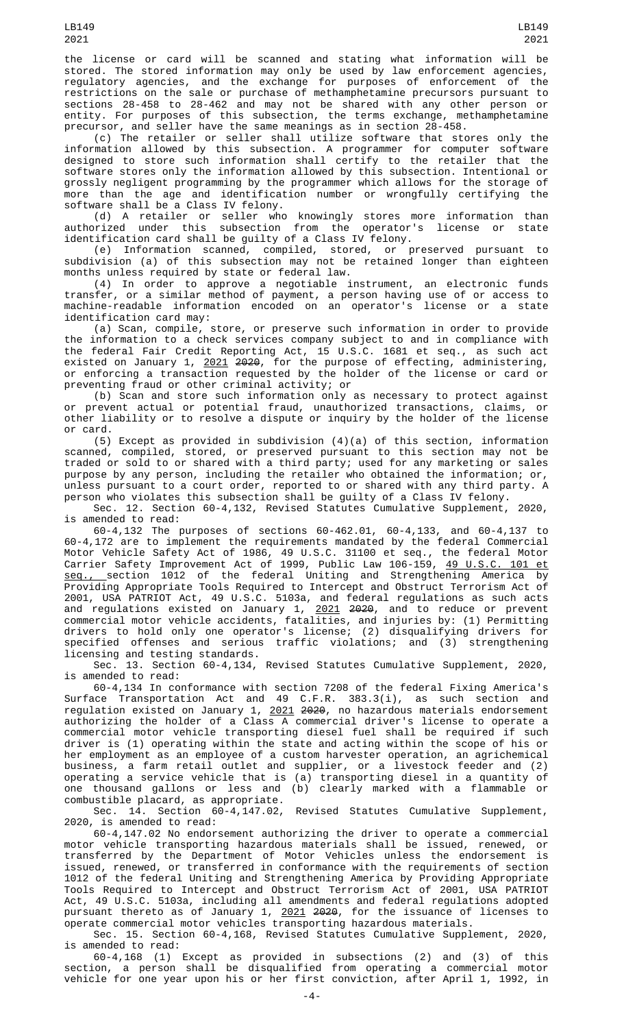the license or card will be scanned and stating what information will be stored. The stored information may only be used by law enforcement agencies, regulatory agencies, and the exchange for purposes of enforcement of the restrictions on the sale or purchase of methamphetamine precursors pursuant to sections 28-458 to 28-462 and may not be shared with any other person or entity. For purposes of this subsection, the terms exchange, methamphetamine precursor, and seller have the same meanings as in section 28-458.

(c) The retailer or seller shall utilize software that stores only the information allowed by this subsection. A programmer for computer software designed to store such information shall certify to the retailer that the software stores only the information allowed by this subsection. Intentional or grossly negligent programming by the programmer which allows for the storage of more than the age and identification number or wrongfully certifying the software shall be a Class IV felony.

(d) A retailer or seller who knowingly stores more information than authorized under this subsection from the operator's license or state identification card shall be guilty of a Class IV felony.

(e) Information scanned, compiled, stored, or preserved pursuant to subdivision (a) of this subsection may not be retained longer than eighteen months unless required by state or federal law.

(4) In order to approve a negotiable instrument, an electronic funds transfer, or a similar method of payment, a person having use of or access to machine-readable information encoded on an operator's license or a state identification card may:

(a) Scan, compile, store, or preserve such information in order to provide the information to a check services company subject to and in compliance with the federal Fair Credit Reporting Act, 15 U.S.C. 1681 et seq., as such act existed on January 1, <u>2021</u> ~~2020~~, for the purpose of effecting, administering, or enforcing a transaction requested by the holder of the license or card or preventing fraud or other criminal activity; or

(b) Scan and store such information only as necessary to protect against or prevent actual or potential fraud, unauthorized transactions, claims, or other liability or to resolve a dispute or inquiry by the holder of the license or card.

(5) Except as provided in subdivision (4)(a) of this section, information scanned, compiled, stored, or preserved pursuant to this section may not be traded or sold to or shared with a third party; used for any marketing or sales purpose by any person, including the retailer who obtained the information; or, unless pursuant to a court order, reported to or shared with any third party. A person who violates this subsection shall be guilty of a Class IV felony.

Sec. 12. Section 60-4,132, Revised Statutes Cumulative Supplement, 2020, is amended to read:

60-4,132 The purposes of sections 60-462.01, 60-4,133, and 60-4,137 to 60-4,172 are to implement the requirements mandated by the federal Commercial Motor Vehicle Safety Act of 1986, 49 U.S.C. 31100 et seq., the federal Motor Carrier Safety Improvement Act of 1999, Public Law 106-159, <u>49 U.S.C. 101 et seq.,</u> section 1012 of the federal Uniting and Strengthening America by Providing Appropriate Tools Required to Intercept and Obstruct Terrorism Act of 2001, USA PATRIOT Act, 49 U.S.C. 5103a, and federal regulations as such acts and regulations existed on January 1, <u>2021</u> ~~2020~~, and to reduce or prevent commercial motor vehicle accidents, fatalities, and injuries by: (1) Permitting drivers to hold only one operator's license; (2) disqualifying drivers for specified offenses and serious traffic violations; and (3) strengthening licensing and testing standards.

Sec. 13. Section 60-4,134, Revised Statutes Cumulative Supplement, 2020, is amended to read:

60-4,134 In conformance with section 7208 of the federal Fixing America's Surface Transportation Act and 49 C.F.R. 383.3(i), as such section and regulation existed on January 1, <u>2021</u> ~~2020~~, no hazardous materials endorsement authorizing the holder of a Class A commercial driver's license to operate a commercial motor vehicle transporting diesel fuel shall be required if such driver is (1) operating within the state and acting within the scope of his or her employment as an employee of a custom harvester operation, an agrichemical business, a farm retail outlet and supplier, or a livestock feeder and (2) operating a service vehicle that is (a) transporting diesel in a quantity of one thousand gallons or less and (b) clearly marked with a flammable or combustible placard, as appropriate.

Sec. 14. Section 60-4,147.02, Revised Statutes Cumulative Supplement, 2020, is amended to read:

60-4,147.02 No endorsement authorizing the driver to operate a commercial motor vehicle transporting hazardous materials shall be issued, renewed, or transferred by the Department of Motor Vehicles unless the endorsement is issued, renewed, or transferred in conformance with the requirements of section 1012 of the federal Uniting and Strengthening America by Providing Appropriate Tools Required to Intercept and Obstruct Terrorism Act of 2001, USA PATRIOT Act, 49 U.S.C. 5103a, including all amendments and federal regulations adopted pursuant thereto as of January 1, <u>2021</u> ~~2020~~, for the issuance of licenses to operate commercial motor vehicles transporting hazardous materials.

Sec. 15. Section 60-4,168, Revised Statutes Cumulative Supplement, 2020, is amended to read:

60-4,168 (1) Except as provided in subsections (2) and (3) of this section, a person shall be disqualified from operating a commercial motor vehicle for one year upon his or her first conviction, after April 1, 1992, in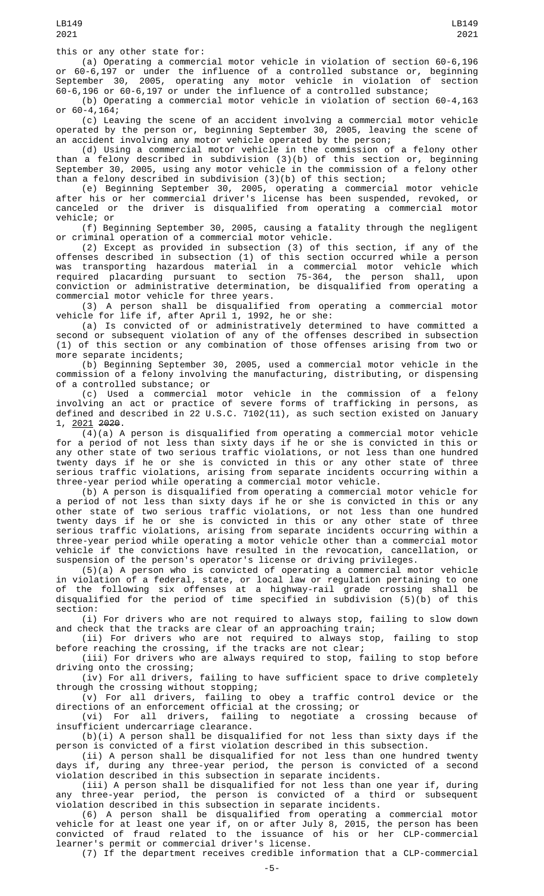this or any other state for:

(a) Operating a commercial motor vehicle in violation of section 60-6,196 or 60-6,197 or under the influence of a controlled substance or, beginning September 30, 2005, operating any motor vehicle in violation of section 60-6,196 or 60-6,197 or under the influence of a controlled substance;

(b) Operating a commercial motor vehicle in violation of section 60-4,163 or 60-4,164;

(c) Leaving the scene of an accident involving a commercial motor vehicle operated by the person or, beginning September 30, 2005, leaving the scene of an accident involving any motor vehicle operated by the person;

(d) Using a commercial motor vehicle in the commission of a felony other than a felony described in subdivision (3)(b) of this section or, beginning September 30, 2005, using any motor vehicle in the commission of a felony other than a felony described in subdivision (3)(b) of this section;

(e) Beginning September 30, 2005, operating a commercial motor vehicle after his or her commercial driver's license has been suspended, revoked, or canceled or the driver is disqualified from operating a commercial motor vehicle; or

(f) Beginning September 30, 2005, causing a fatality through the negligent or criminal operation of a commercial motor vehicle.

(2) Except as provided in subsection (3) of this section, if any of the offenses described in subsection (1) of this section occurred while a person was transporting hazardous material in a commercial motor vehicle which required placarding pursuant to section 75-364, the person shall, upon conviction or administrative determination, be disqualified from operating a commercial motor vehicle for three years.

(3) A person shall be disqualified from operating a commercial motor vehicle for life if, after April 1, 1992, he or she:

(a) Is convicted of or administratively determined to have committed a second or subsequent violation of any of the offenses described in subsection (1) of this section or any combination of those offenses arising from two or more separate incidents;

(b) Beginning September 30, 2005, used a commercial motor vehicle in the commission of a felony involving the manufacturing, distributing, or dispensing of a controlled substance; or

(c) Used a commercial motor vehicle in the commission of a felony involving an act or practice of severe forms of trafficking in persons, as defined and described in 22 U.S.C. 7102(11), as such section existed on January 1, 2021 ~~2020~~.

(4)(a) A person is disqualified from operating a commercial motor vehicle for a period of not less than sixty days if he or she is convicted in this or any other state of two serious traffic violations, or not less than one hundred twenty days if he or she is convicted in this or any other state of three serious traffic violations, arising from separate incidents occurring within a three-year period while operating a commercial motor vehicle.

(b) A person is disqualified from operating a commercial motor vehicle for a period of not less than sixty days if he or she is convicted in this or any other state of two serious traffic violations, or not less than one hundred twenty days if he or she is convicted in this or any other state of three serious traffic violations, arising from separate incidents occurring within a three-year period while operating a motor vehicle other than a commercial motor vehicle if the convictions have resulted in the revocation, cancellation, or suspension of the person's operator's license or driving privileges.

(5)(a) A person who is convicted of operating a commercial motor vehicle in violation of a federal, state, or local law or regulation pertaining to one of the following six offenses at a highway-rail grade crossing shall be disqualified for the period of time specified in subdivision (5)(b) of this section:

(i) For drivers who are not required to always stop, failing to slow down and check that the tracks are clear of an approaching train;

(ii) For drivers who are not required to always stop, failing to stop before reaching the crossing, if the tracks are not clear;

(iii) For drivers who are always required to stop, failing to stop before driving onto the crossing;

(iv) For all drivers, failing to have sufficient space to drive completely through the crossing without stopping;

(v) For all drivers, failing to obey a traffic control device or the directions of an enforcement official at the crossing; or

(vi) For all drivers, failing to negotiate a crossing because of insufficient undercarriage clearance.

(b)(i) A person shall be disqualified for not less than sixty days if the person is convicted of a first violation described in this subsection.

(ii) A person shall be disqualified for not less than one hundred twenty days if, during any three-year period, the person is convicted of a second violation described in this subsection in separate incidents.

(iii) A person shall be disqualified for not less than one year if, during any three-year period, the person is convicted of a third or subsequent violation described in this subsection in separate incidents.

(6) A person shall be disqualified from operating a commercial motor vehicle for at least one year if, on or after July 8, 2015, the person has been convicted of fraud related to the issuance of his or her CLP-commercial learner's permit or commercial driver's license.

(7) If the department receives credible information that a CLP-commercial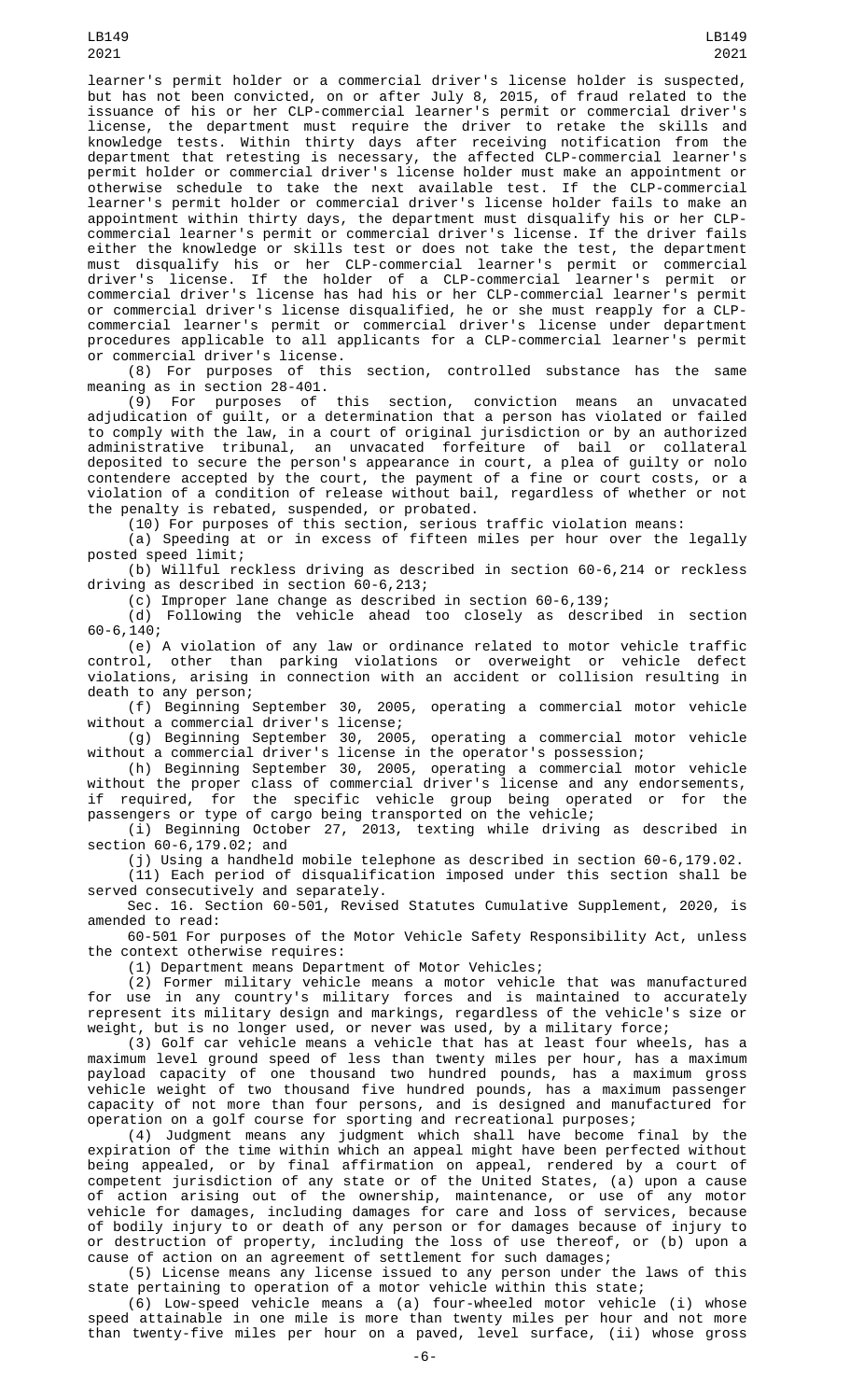learner's permit holder or a commercial driver's license holder is suspected, but has not been convicted, on or after July 8, 2015, of fraud related to the issuance of his or her CLP-commercial learner's permit or commercial driver's license, the department must require the driver to retake the skills and knowledge tests. Within thirty days after receiving notification from the department that retesting is necessary, the affected CLP-commercial learner's permit holder or commercial driver's license holder must make an appointment or otherwise schedule to take the next available test. If the CLP-commercial learner's permit holder or commercial driver's license holder fails to make an appointment within thirty days, the department must disqualify his or her CLP-commercial learner's permit or commercial driver's license. If the driver fails either the knowledge or skills test or does not take the test, the department must disqualify his or her CLP-commercial learner's permit or commercial driver's license. If the holder of a CLP-commercial learner's permit or commercial driver's license has had his or her CLP-commercial learner's permit or commercial driver's license disqualified, he or she must reapply for a CLP-commercial learner's permit or commercial driver's license under department procedures applicable to all applicants for a CLP-commercial learner's permit or commercial driver's license.

(8) For purposes of this section, controlled substance has the same meaning as in section 28-401.

(9) For purposes of this section, conviction means an unvacated adjudication of guilt, or a determination that a person has violated or failed to comply with the law, in a court of original jurisdiction or by an authorized administrative tribunal, an unvacated forfeiture of bail or collateral deposited to secure the person's appearance in court, a plea of guilty or nolo contendere accepted by the court, the payment of a fine or court costs, or a violation of a condition of release without bail, regardless of whether or not the penalty is rebated, suspended, or probated.

(10) For purposes of this section, serious traffic violation means:

(a) Speeding at or in excess of fifteen miles per hour over the legally posted speed limit;

(b) Willful reckless driving as described in section 60-6,214 or reckless driving as described in section 60-6,213;

(c) Improper lane change as described in section 60-6,139;

(d) Following the vehicle ahead too closely as described in section 60-6,140;

(e) A violation of any law or ordinance related to motor vehicle traffic control, other than parking violations or overweight or vehicle defect violations, arising in connection with an accident or collision resulting in death to any person;

(f) Beginning September 30, 2005, operating a commercial motor vehicle without a commercial driver's license;

(g) Beginning September 30, 2005, operating a commercial motor vehicle without a commercial driver's license in the operator's possession;

(h) Beginning September 30, 2005, operating a commercial motor vehicle without the proper class of commercial driver's license and any endorsements, if required, for the specific vehicle group being operated or for the passengers or type of cargo being transported on the vehicle;

(i) Beginning October 27, 2013, texting while driving as described in section 60-6,179.02; and

(j) Using a handheld mobile telephone as described in section 60-6,179.02.

(11) Each period of disqualification imposed under this section shall be served consecutively and separately.

Sec. 16. Section 60-501, Revised Statutes Cumulative Supplement, 2020, is amended to read:

60-501 For purposes of the Motor Vehicle Safety Responsibility Act, unless the context otherwise requires:

(1) Department means Department of Motor Vehicles;

(2) Former military vehicle means a motor vehicle that was manufactured for use in any country's military forces and is maintained to accurately represent its military design and markings, regardless of the vehicle's size or weight, but is no longer used, or never was used, by a military force;

(3) Golf car vehicle means a vehicle that has at least four wheels, has a maximum level ground speed of less than twenty miles per hour, has a maximum payload capacity of one thousand two hundred pounds, has a maximum gross vehicle weight of two thousand five hundred pounds, has a maximum passenger capacity of not more than four persons, and is designed and manufactured for operation on a golf course for sporting and recreational purposes;

(4) Judgment means any judgment which shall have become final by the expiration of the time within which an appeal might have been perfected without being appealed, or by final affirmation on appeal, rendered by a court of competent jurisdiction of any state or of the United States, (a) upon a cause of action arising out of the ownership, maintenance, or use of any motor vehicle for damages, including damages for care and loss of services, because of bodily injury to or death of any person or for damages because of injury to or destruction of property, including the loss of use thereof, or (b) upon a cause of action on an agreement of settlement for such damages;

(5) License means any license issued to any person under the laws of this state pertaining to operation of a motor vehicle within this state;

(6) Low-speed vehicle means a (a) four-wheeled motor vehicle (i) whose speed attainable in one mile is more than twenty miles per hour and not more than twenty-five miles per hour on a paved, level surface, (ii) whose gross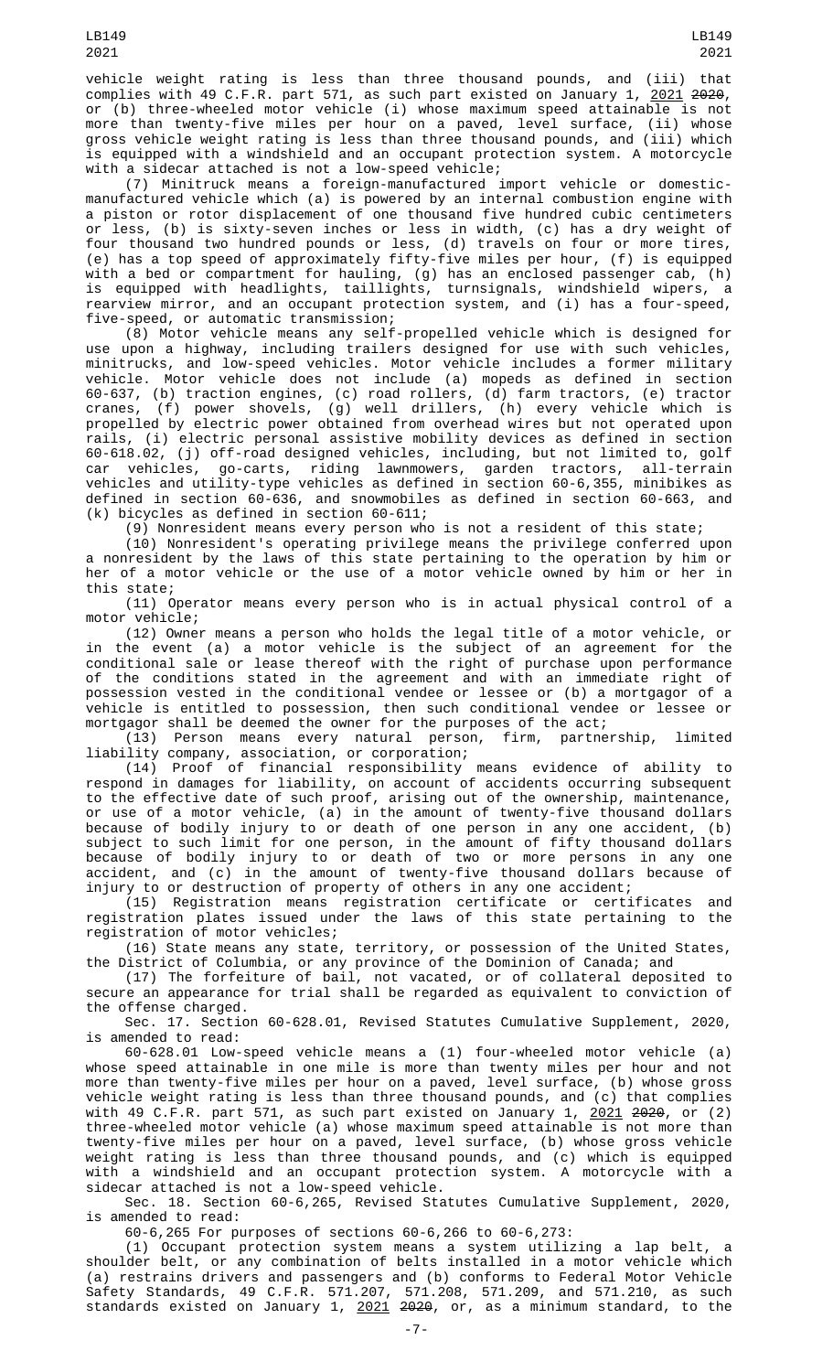vehicle weight rating is less than three thousand pounds, and (iii) that complies with 49 C.F.R. part 571, as such part existed on January 1, 2021 ~~2020~~, or (b) three-wheeled motor vehicle (i) whose maximum speed attainable is not more than twenty-five miles per hour on a paved, level surface, (ii) whose gross vehicle weight rating is less than three thousand pounds, and (iii) which is equipped with a windshield and an occupant protection system. A motorcycle with a sidecar attached is not a low-speed vehicle;

(7) Minitruck means a foreign-manufactured import vehicle or domestic-manufactured vehicle which (a) is powered by an internal combustion engine with a piston or rotor displacement of one thousand five hundred cubic centimeters or less, (b) is sixty-seven inches or less in width, (c) has a dry weight of four thousand two hundred pounds or less, (d) travels on four or more tires, (e) has a top speed of approximately fifty-five miles per hour, (f) is equipped with a bed or compartment for hauling, (g) has an enclosed passenger cab, (h) is equipped with headlights, taillights, turnsignals, windshield wipers, a rearview mirror, and an occupant protection system, and (i) has a four-speed, five-speed, or automatic transmission;

(8) Motor vehicle means any self-propelled vehicle which is designed for use upon a highway, including trailers designed for use with such vehicles, minitrucks, and low-speed vehicles. Motor vehicle includes a former military vehicle. Motor vehicle does not include (a) mopeds as defined in section 60-637, (b) traction engines, (c) road rollers, (d) farm tractors, (e) tractor cranes, (f) power shovels, (g) well drillers, (h) every vehicle which is propelled by electric power obtained from overhead wires but not operated upon rails, (i) electric personal assistive mobility devices as defined in section 60-618.02, (j) off-road designed vehicles, including, but not limited to, golf car vehicles, go-carts, riding lawnmowers, garden tractors, all-terrain vehicles and utility-type vehicles as defined in section 60-6,355, minibikes as defined in section 60-636, and snowmobiles as defined in section 60-663, and (k) bicycles as defined in section 60-611;

(9) Nonresident means every person who is not a resident of this state;

(10) Nonresident's operating privilege means the privilege conferred upon a nonresident by the laws of this state pertaining to the operation by him or her of a motor vehicle or the use of a motor vehicle owned by him or her in this state;

(11) Operator means every person who is in actual physical control of a motor vehicle;

(12) Owner means a person who holds the legal title of a motor vehicle, or in the event (a) a motor vehicle is the subject of an agreement for the conditional sale or lease thereof with the right of purchase upon performance of the conditions stated in the agreement and with an immediate right of possession vested in the conditional vendee or lessee or (b) a mortgagor of a vehicle is entitled to possession, then such conditional vendee or lessee or mortgagor shall be deemed the owner for the purposes of the act;

(13) Person means every natural person, firm, partnership, limited liability company, association, or corporation;

(14) Proof of financial responsibility means evidence of ability to respond in damages for liability, on account of accidents occurring subsequent to the effective date of such proof, arising out of the ownership, maintenance, or use of a motor vehicle, (a) in the amount of twenty-five thousand dollars because of bodily injury to or death of one person in any one accident, (b) subject to such limit for one person, in the amount of fifty thousand dollars because of bodily injury to or death of two or more persons in any one accident, and (c) in the amount of twenty-five thousand dollars because of injury to or destruction of property of others in any one accident;

(15) Registration means registration certificate or certificates and registration plates issued under the laws of this state pertaining to the registration of motor vehicles;

(16) State means any state, territory, or possession of the United States, the District of Columbia, or any province of the Dominion of Canada; and

(17) The forfeiture of bail, not vacated, or of collateral deposited to secure an appearance for trial shall be regarded as equivalent to conviction of the offense charged.

Sec. 17. Section 60-628.01, Revised Statutes Cumulative Supplement, 2020, is amended to read:

60-628.01 Low-speed vehicle means a (1) four-wheeled motor vehicle (a) whose speed attainable in one mile is more than twenty miles per hour and not more than twenty-five miles per hour on a paved, level surface, (b) whose gross vehicle weight rating is less than three thousand pounds, and (c) that complies with 49 C.F.R. part 571, as such part existed on January 1, 2021 ~~2020~~, or (2) three-wheeled motor vehicle (a) whose maximum speed attainable is not more than twenty-five miles per hour on a paved, level surface, (b) whose gross vehicle weight rating is less than three thousand pounds, and (c) which is equipped with a windshield and an occupant protection system. A motorcycle with a sidecar attached is not a low-speed vehicle.

Sec. 18. Section 60-6,265, Revised Statutes Cumulative Supplement, 2020, is amended to read:

60-6,265 For purposes of sections 60-6,266 to 60-6,273:

(1) Occupant protection system means a system utilizing a lap belt, a shoulder belt, or any combination of belts installed in a motor vehicle which (a) restrains drivers and passengers and (b) conforms to Federal Motor Vehicle Safety Standards, 49 C.F.R. 571.207, 571.208, 571.209, and 571.210, as such standards existed on January 1, 2021 ~~2020~~, or, as a minimum standard, to the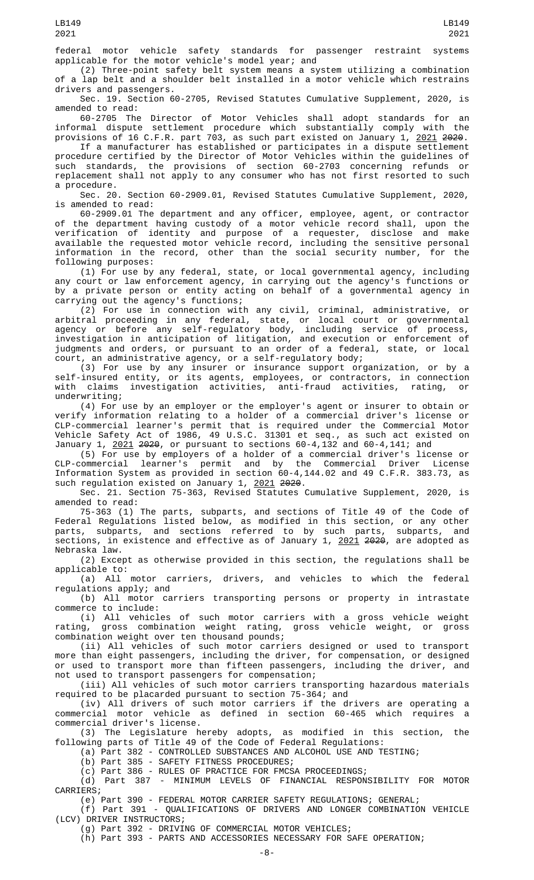federal motor vehicle safety standards for passenger restraint systems applicable for the motor vehicle's model year; and

(2) Three-point safety belt system means a system utilizing a combination of a lap belt and a shoulder belt installed in a motor vehicle which restrains drivers and passengers.

Sec. 19. Section 60-2705, Revised Statutes Cumulative Supplement, 2020, is amended to read:

60-2705 The Director of Motor Vehicles shall adopt standards for an informal dispute settlement procedure which substantially comply with the provisions of 16 C.F.R. part 703, as such part existed on January 1, 2021 ~~2020~~.

If a manufacturer has established or participates in a dispute settlement procedure certified by the Director of Motor Vehicles within the guidelines of such standards, the provisions of section 60-2703 concerning refunds or replacement shall not apply to any consumer who has not first resorted to such a procedure.

Sec. 20. Section 60-2909.01, Revised Statutes Cumulative Supplement, 2020, is amended to read:

60-2909.01 The department and any officer, employee, agent, or contractor of the department having custody of a motor vehicle record shall, upon the verification of identity and purpose of a requester, disclose and make available the requested motor vehicle record, including the sensitive personal information in the record, other than the social security number, for the following purposes:

(1) For use by any federal, state, or local governmental agency, including any court or law enforcement agency, in carrying out the agency's functions or by a private person or entity acting on behalf of a governmental agency in carrying out the agency's functions;

(2) For use in connection with any civil, criminal, administrative, or arbitral proceeding in any federal, state, or local court or governmental agency or before any self-regulatory body, including service of process, investigation in anticipation of litigation, and execution or enforcement of judgments and orders, or pursuant to an order of a federal, state, or local court, an administrative agency, or a self-regulatory body;

(3) For use by any insurer or insurance support organization, or by a self-insured entity, or its agents, employees, or contractors, in connection with claims investigation activities, anti-fraud activities, rating, or underwriting;

(4) For use by an employer or the employer's agent or insurer to obtain or verify information relating to a holder of a commercial driver's license or CLP-commercial learner's permit that is required under the Commercial Motor Vehicle Safety Act of 1986, 49 U.S.C. 31301 et seq., as such act existed on January 1, 2021 ~~2020~~, or pursuant to sections 60-4,132 and 60-4,141; and

(5) For use by employers of a holder of a commercial driver's license or CLP-commercial learner's permit and by the Commercial Driver License Information System as provided in section 60-4,144.02 and 49 C.F.R. 383.73, as such regulation existed on January 1, 2021 ~~2020~~.

Sec. 21. Section 75-363, Revised Statutes Cumulative Supplement, 2020, is amended to read:

75-363 (1) The parts, subparts, and sections of Title 49 of the Code of Federal Regulations listed below, as modified in this section, or any other parts, subparts, and sections referred to by such parts, subparts, and sections, in existence and effective as of January 1, 2021 ~~2020~~, are adopted as Nebraska law.

(2) Except as otherwise provided in this section, the regulations shall be applicable to:

(a) All motor carriers, drivers, and vehicles to which the federal regulations apply; and

(b) All motor carriers transporting persons or property in intrastate commerce to include:

(i) All vehicles of such motor carriers with a gross vehicle weight rating, gross combination weight rating, gross vehicle weight, or gross combination weight over ten thousand pounds;

(ii) All vehicles of such motor carriers designed or used to transport more than eight passengers, including the driver, for compensation, or designed or used to transport more than fifteen passengers, including the driver, and not used to transport passengers for compensation;

(iii) All vehicles of such motor carriers transporting hazardous materials required to be placarded pursuant to section 75-364; and

(iv) All drivers of such motor carriers if the drivers are operating a commercial motor vehicle as defined in section 60-465 which requires a commercial driver's license.

(3) The Legislature hereby adopts, as modified in this section, the following parts of Title 49 of the Code of Federal Regulations:

(a) Part 382 - CONTROLLED SUBSTANCES AND ALCOHOL USE AND TESTING;

(b) Part 385 - SAFETY FITNESS PROCEDURES;

(c) Part 386 - RULES OF PRACTICE FOR FMCSA PROCEEDINGS;

(d) Part 387 - MINIMUM LEVELS OF FINANCIAL RESPONSIBILITY FOR MOTOR CARRIERS;

(e) Part 390 - FEDERAL MOTOR CARRIER SAFETY REGULATIONS; GENERAL;

(f) Part 391 - QUALIFICATIONS OF DRIVERS AND LONGER COMBINATION VEHICLE (LCV) DRIVER INSTRUCTORS;

(g) Part 392 - DRIVING OF COMMERCIAL MOTOR VEHICLES;

(h) Part 393 - PARTS AND ACCESSORIES NECESSARY FOR SAFE OPERATION;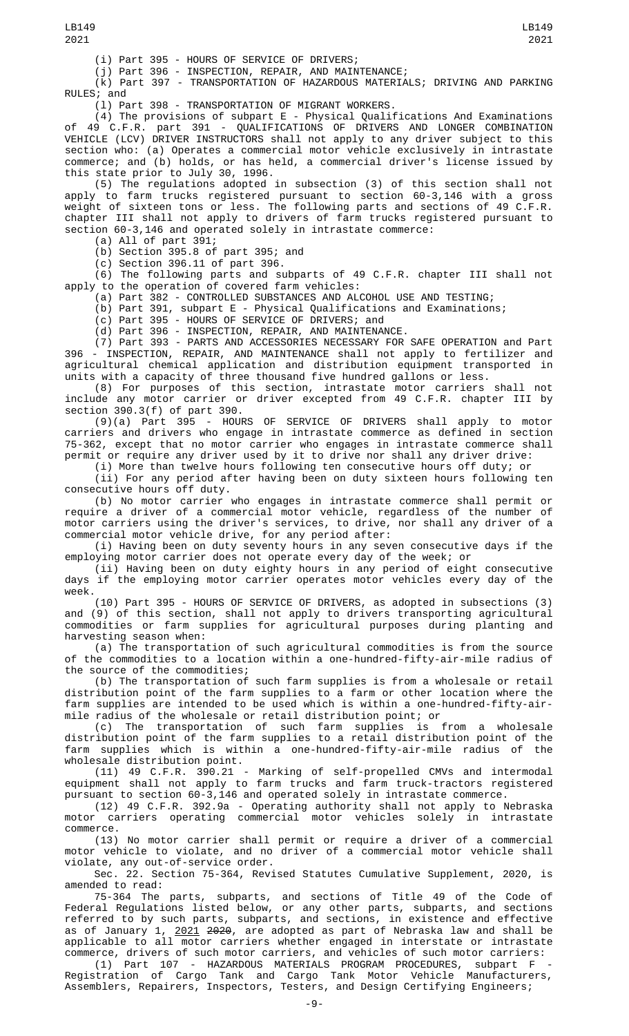(i) Part 395 - HOURS OF SERVICE OF DRIVERS;

(j) Part 396 - INSPECTION, REPAIR, AND MAINTENANCE;

(k) Part 397 - TRANSPORTATION OF HAZARDOUS MATERIALS; DRIVING AND PARKING RULES; and

(l) Part 398 - TRANSPORTATION OF MIGRANT WORKERS.

(4) The provisions of subpart E - Physical Qualifications And Examinations of 49 C.F.R. part 391 - QUALIFICATIONS OF DRIVERS AND LONGER COMBINATION VEHICLE (LCV) DRIVER INSTRUCTORS shall not apply to any driver subject to this section who: (a) Operates a commercial motor vehicle exclusively in intrastate commerce; and (b) holds, or has held, a commercial driver's license issued by this state prior to July 30, 1996.

(5) The regulations adopted in subsection (3) of this section shall not apply to farm trucks registered pursuant to section 60-3,146 with a gross weight of sixteen tons or less. The following parts and sections of 49 C.F.R. chapter III shall not apply to drivers of farm trucks registered pursuant to section 60-3,146 and operated solely in intrastate commerce:

(a) All of part 391;

(b) Section 395.8 of part 395; and

(c) Section 396.11 of part 396.

(6) The following parts and subparts of 49 C.F.R. chapter III shall not apply to the operation of covered farm vehicles:

(a) Part 382 - CONTROLLED SUBSTANCES AND ALCOHOL USE AND TESTING;

(b) Part 391, subpart E - Physical Qualifications and Examinations;

(c) Part 395 - HOURS OF SERVICE OF DRIVERS; and

(d) Part 396 - INSPECTION, REPAIR, AND MAINTENANCE.

(7) Part 393 - PARTS AND ACCESSORIES NECESSARY FOR SAFE OPERATION and Part 396 - INSPECTION, REPAIR, AND MAINTENANCE shall not apply to fertilizer and agricultural chemical application and distribution equipment transported in units with a capacity of three thousand five hundred gallons or less.

(8) For purposes of this section, intrastate motor carriers shall not include any motor carrier or driver excepted from 49 C.F.R. chapter III by section 390.3(f) of part 390.

(9)(a) Part 395 - HOURS OF SERVICE OF DRIVERS shall apply to motor carriers and drivers who engage in intrastate commerce as defined in section 75-362, except that no motor carrier who engages in intrastate commerce shall permit or require any driver used by it to drive nor shall any driver drive:

(i) More than twelve hours following ten consecutive hours off duty; or

(ii) For any period after having been on duty sixteen hours following ten consecutive hours off duty.

(b) No motor carrier who engages in intrastate commerce shall permit or require a driver of a commercial motor vehicle, regardless of the number of motor carriers using the driver's services, to drive, nor shall any driver of a commercial motor vehicle drive, for any period after:

(i) Having been on duty seventy hours in any seven consecutive days if the employing motor carrier does not operate every day of the week; or

(ii) Having been on duty eighty hours in any period of eight consecutive days if the employing motor carrier operates motor vehicles every day of the week.

(10) Part 395 - HOURS OF SERVICE OF DRIVERS, as adopted in subsections (3) and (9) of this section, shall not apply to drivers transporting agricultural commodities or farm supplies for agricultural purposes during planting and harvesting season when:

(a) The transportation of such agricultural commodities is from the source of the commodities to a location within a one-hundred-fifty-air-mile radius of the source of the commodities;

(b) The transportation of such farm supplies is from a wholesale or retail distribution point of the farm supplies to a farm or other location where the farm supplies are intended to be used which is within a one-hundred-fifty-air-mile radius of the wholesale or retail distribution point; or

(c) The transportation of such farm supplies is from a wholesale distribution point of the farm supplies to a retail distribution point of the farm supplies which is within a one-hundred-fifty-air-mile radius of the wholesale distribution point.

(11) 49 C.F.R. 390.21 - Marking of self-propelled CMVs and intermodal equipment shall not apply to farm trucks and farm truck-tractors registered pursuant to section 60-3,146 and operated solely in intrastate commerce.

(12) 49 C.F.R. 392.9a - Operating authority shall not apply to Nebraska motor carriers operating commercial motor vehicles solely in intrastate commerce.

(13) No motor carrier shall permit or require a driver of a commercial motor vehicle to violate, and no driver of a commercial motor vehicle shall violate, any out-of-service order.

Sec. 22. Section 75-364, Revised Statutes Cumulative Supplement, 2020, is amended to read:

75-364 The parts, subparts, and sections of Title 49 of the Code of Federal Regulations listed below, or any other parts, subparts, and sections referred to by such parts, subparts, and sections, in existence and effective as of January 1, 2021 ~~2020~~, are adopted as part of Nebraska law and shall be applicable to all motor carriers whether engaged in interstate or intrastate commerce, drivers of such motor carriers, and vehicles of such motor carriers:

(1) Part 107 - HAZARDOUS MATERIALS PROGRAM PROCEDURES, subpart F - Registration of Cargo Tank and Cargo Tank Motor Vehicle Manufacturers, Assemblers, Repairers, Inspectors, Testers, and Design Certifying Engineers;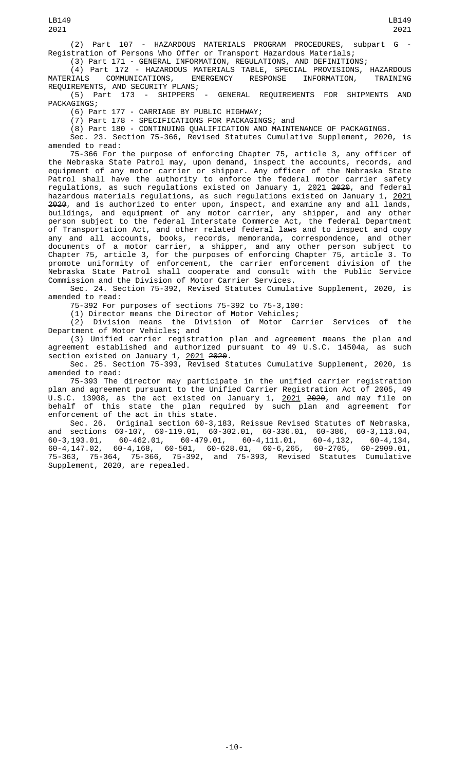(2) Part 107 - HAZARDOUS MATERIALS PROGRAM PROCEDURES, subpart G - Registration of Persons Who Offer or Transport Hazardous Materials;

(3) Part 171 - GENERAL INFORMATION, REGULATIONS, AND DEFINITIONS;

(4) Part 172 - HAZARDOUS MATERIALS TABLE, SPECIAL PROVISIONS, HAZARDOUS MATERIALS COMMUNICATIONS, EMERGENCY RESPONSE INFORMATION, TRAINING REQUIREMENTS, AND SECURITY PLANS;

(5) Part 173 - SHIPPERS - GENERAL REQUIREMENTS FOR SHIPMENTS AND PACKAGINGS;

(6) Part 177 - CARRIAGE BY PUBLIC HIGHWAY;

(7) Part 178 - SPECIFICATIONS FOR PACKAGINGS; and

(8) Part 180 - CONTINUING QUALIFICATION AND MAINTENANCE OF PACKAGINGS.

Sec. 23. Section 75-366, Revised Statutes Cumulative Supplement, 2020, is amended to read:

75-366 For the purpose of enforcing Chapter 75, article 3, any officer of the Nebraska State Patrol may, upon demand, inspect the accounts, records, and equipment of any motor carrier or shipper. Any officer of the Nebraska State Patrol shall have the authority to enforce the federal motor carrier safety regulations, as such regulations existed on January 1, 2021 ~~2020~~, and federal hazardous materials regulations, as such regulations existed on January 1, 2021 ~~2020~~, and is authorized to enter upon, inspect, and examine any and all lands, buildings, and equipment of any motor carrier, any shipper, and any other person subject to the federal Interstate Commerce Act, the federal Department of Transportation Act, and other related federal laws and to inspect and copy any and all accounts, books, records, memoranda, correspondence, and other documents of a motor carrier, a shipper, and any other person subject to Chapter 75, article 3, for the purposes of enforcing Chapter 75, article 3. To promote uniformity of enforcement, the carrier enforcement division of the Nebraska State Patrol shall cooperate and consult with the Public Service Commission and the Division of Motor Carrier Services.

Sec. 24. Section 75-392, Revised Statutes Cumulative Supplement, 2020, is amended to read:

75-392 For purposes of sections 75-392 to 75-3,100:

(1) Director means the Director of Motor Vehicles;

(2) Division means the Division of Motor Carrier Services of the Department of Motor Vehicles; and

(3) Unified carrier registration plan and agreement means the plan and agreement established and authorized pursuant to 49 U.S.C. 14504a, as such section existed on January 1, 2021 ~~2020~~.

Sec. 25. Section 75-393, Revised Statutes Cumulative Supplement, 2020, is amended to read:

75-393 The director may participate in the unified carrier registration plan and agreement pursuant to the Unified Carrier Registration Act of 2005, 49 U.S.C. 13908, as the act existed on January 1, 2021 ~~2020~~, and may file on behalf of this state the plan required by such plan and agreement for enforcement of the act in this state.

Sec. 26. Original section 60-3,183, Reissue Revised Statutes of Nebraska, and sections 60-107, 60-119.01, 60-302.01, 60-336.01, 60-386, 60-3,113.04, 60-3,193.01, 60-462.01, 60-479.01, 60-4,111.01, 60-4,132, 60-4,134, 60-4,147.02, 60-4,168, 60-501, 60-628.01, 60-6,265, 60-2705, 60-2909.01, 75-363, 75-364, 75-366, 75-392, and 75-393, Revised Statutes Cumulative Supplement, 2020, are repealed.